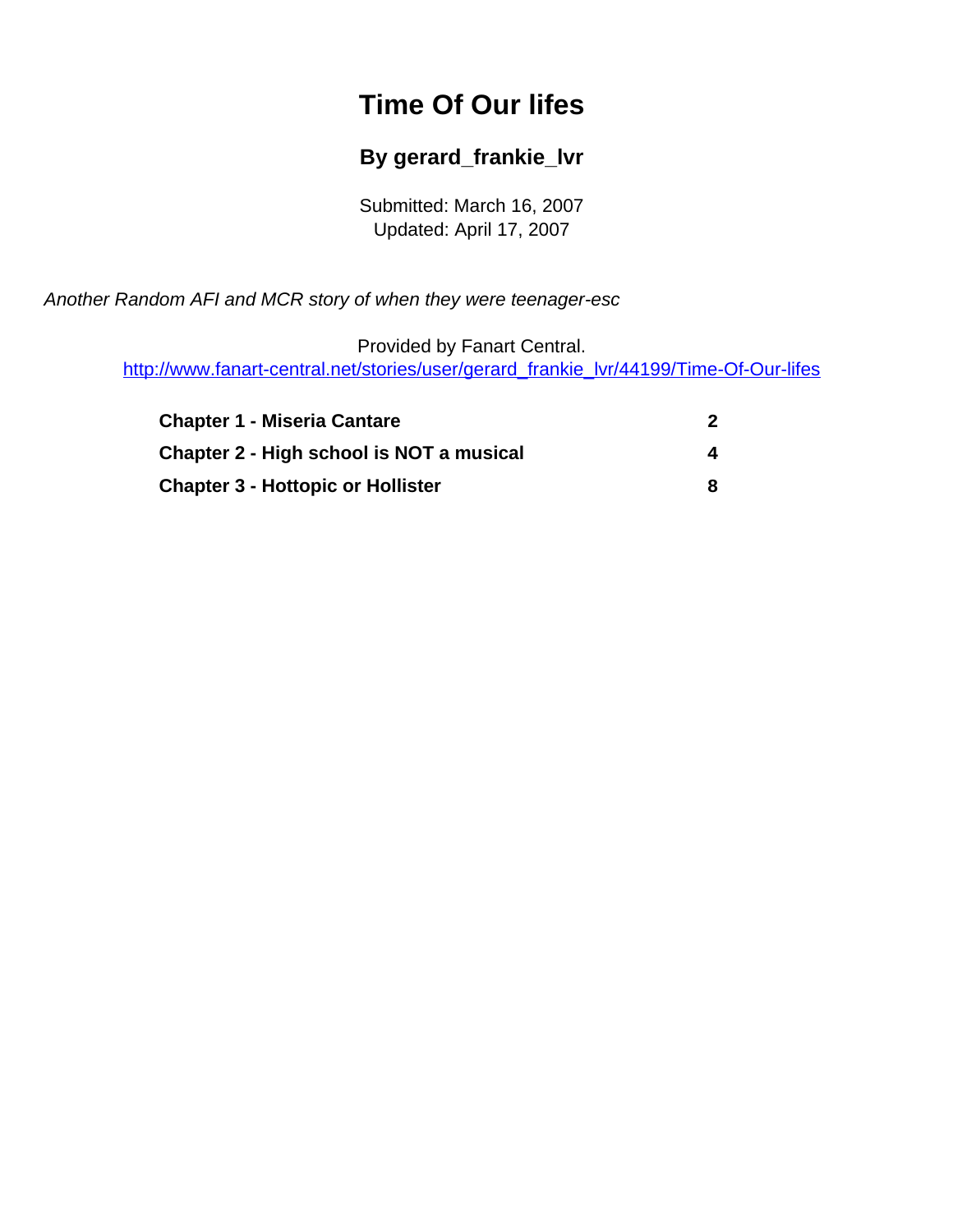# Time Of Our lifes

## By gerard_frankie_lvr

Submitted: March 16, 2007
Updated: April 17, 2007

*Another Random AFI and MCR story of when they were teenager-esc*

Provided by Fanart Central.
http://www.fanart-central.net/stories/user/gerard_frankie_lvr/44199/Time-Of-Our-lifes

| | |
|---|---|
| **Chapter 1 - Miseria Cantare** | **2** |
| **Chapter 2 - High school is NOT a musical** | **4** |
| **Chapter 3 - Hottopic or Hollister** | **8** |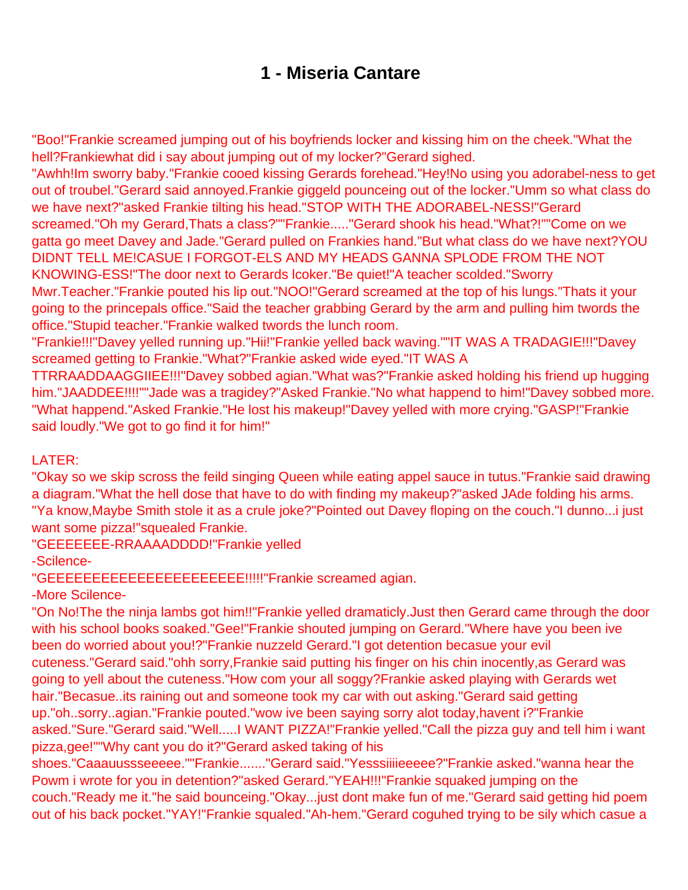# 1 - Miseria Cantare

"Boo!"Frankie screamed jumping out of his boyfriends locker and kissing him on the cheek."What the hell?Frankiewhat did i say about jumping out of my locker?"Gerard sighed.
"Awhh!Im sworry baby."Frankie cooed kissing Gerards forehead."Hey!No using you adorabel-ness to get out of troubel."Gerard said annoyed.Frankie giggeld pounceing out of the locker."Umm so what class do we have next?"asked Frankie tilting his head."STOP WITH THE ADORABEL-NESS!"Gerard screamed."Oh my Gerard,Thats a class?""Frankie....."Gerard shook his head."What?!""Come on we gatta go meet Davey and Jade."Gerard pulled on Frankies hand."But what class do we have next?YOU DIDNT TELL ME!CASUE I FORGOT-ELS AND MY HEADS GANNA SPLODE FROM THE NOT KNOWING-ESS!"The door next to Gerards lcoker."Be quiet!"A teacher scolded."Sworry Mwr.Teacher."Frankie pouted his lip out."NOO!"Gerard screamed at the top of his lungs."Thats it your going to the princepals office."Said the teacher grabbing Gerard by the arm and pulling him twords the office."Stupid teacher."Frankie walked twords the lunch room.
"Frankie!!!"Davey yelled running up."Hii!"Frankie yelled back waving.""IT WAS A TRADAGIE!!!"Davey screamed getting to Frankie."What?"Frankie asked wide eyed."IT WAS A TTRRAADDAAGGIIEE!!!"Davey sobbed agian."What was?"Frankie asked holding his friend up hugging him."JAADDEE!!!!""Jade was a tragidey?"Asked Frankie."No what happend to him!"Davey sobbed more. "What happend."Asked Frankie."He lost his makeup!"Davey yelled with more crying."GASP!"Frankie said loudly."We got to go find it for him!"

LATER:
"Okay so we skip scross the feild singing Queen while eating appel sauce in tutus."Frankie said drawing a diagram."What the hell dose that have to do with finding my makeup?"asked JAde folding his arms. "Ya know,Maybe Smith stole it as a crule joke?"Pointed out Davey floping on the couch."I dunno...i just want some pizza!"squealed Frankie.
"GEEEEEEE-RRAAAADDDD!"Frankie yelled
-Scilence-
"GEEEEEEEEEEEEEEEEEEEEE!!!!!"Frankie screamed agian.
-More Scilence-
"On No!The the ninja lambs got him!!"Frankie yelled dramaticly.Just then Gerard came through the door with his school books soaked."Gee!"Frankie shouted jumping on Gerard."Where have you been ive been do worried about you!?"Frankie nuzzeld Gerard."I got detention becasue your evil cuteness."Gerard said."ohh sorry,Frankie said putting his finger on his chin inocently,as Gerard was going to yell about the cuteness."How com your all soggy?Frankie asked playing with Gerards wet hair."Becasue..its raining out and someone took my car with out asking."Gerard said getting up."oh..sorry..agian."Frankie pouted."wow ive been saying sorry alot today,havent i?"Frankie asked."Sure."Gerard said."Well.....I WANT PIZZA!"Frankie yelled."Call the pizza guy and tell him i want pizza,gee!""Why cant you do it?"Gerard asked taking of his shoes."Caaauussseeeee.""Frankie......."Gerard said."Yesssiiiieeeee?"Frankie asked."wanna hear the Powm i wrote for you in detention?"asked Gerard."YEAH!!!"Frankie squaked jumping on the couch."Ready me it."he said bounceing."Okay...just dont make fun of me."Gerard said getting hid poem out of his back pocket."YAY!"Frankie squaled."Ah-hem."Gerard coguhed trying to be sily which casue a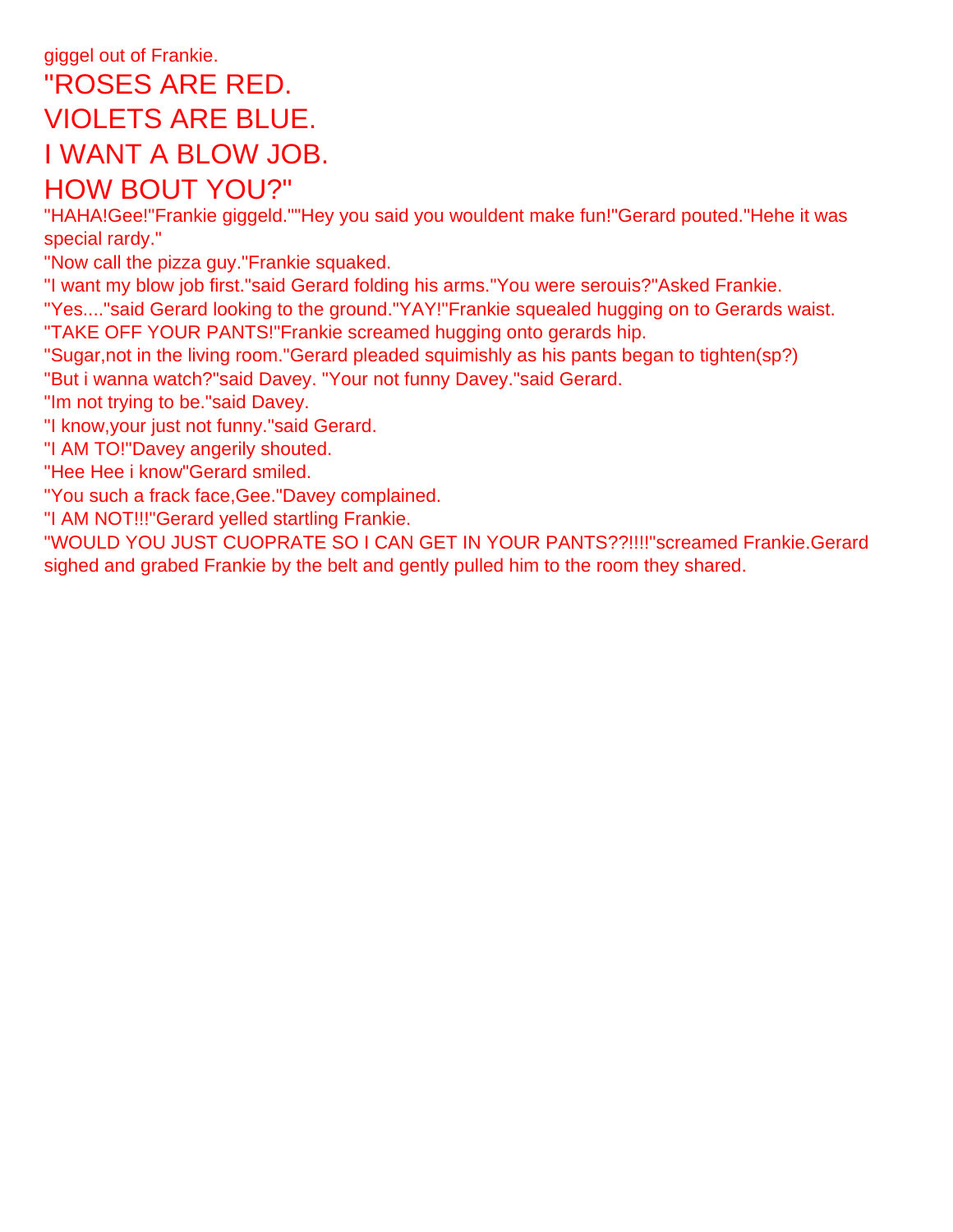giggel out of Frankie.

"ROSES ARE RED.
VIOLETS ARE BLUE.
I WANT A BLOW JOB.
HOW BOUT YOU?"

"HAHA!Gee!"Frankie giggeld.""Hey you said you wouldent make fun!"Gerard pouted."Hehe it was special rardy."

"Now call the pizza guy."Frankie squaked.

"I want my blow job first."said Gerard folding his arms."You were serouis?"Asked Frankie.

"Yes...."said Gerard looking to the ground."YAY!"Frankie squealed hugging on to Gerards waist.

"TAKE OFF YOUR PANTS!"Frankie screamed hugging onto gerards hip.

"Sugar,not in the living room."Gerard pleaded squimishly as his pants began to tighten(sp?)

"But i wanna watch?"said Davey. "Your not funny Davey."said Gerard.

"Im not trying to be."said Davey.

"I know,your just not funny."said Gerard.

"I AM TO!"Davey angerily shouted.

"Hee Hee i know"Gerard smiled.

"You such a frack face,Gee."Davey complained.

"I AM NOT!!!"Gerard yelled startling Frankie.

"WOULD YOU JUST CUOPRATE SO I CAN GET IN YOUR PANTS??!!!!"screamed Frankie.Gerard sighed and grabed Frankie by the belt and gently pulled him to the room they shared.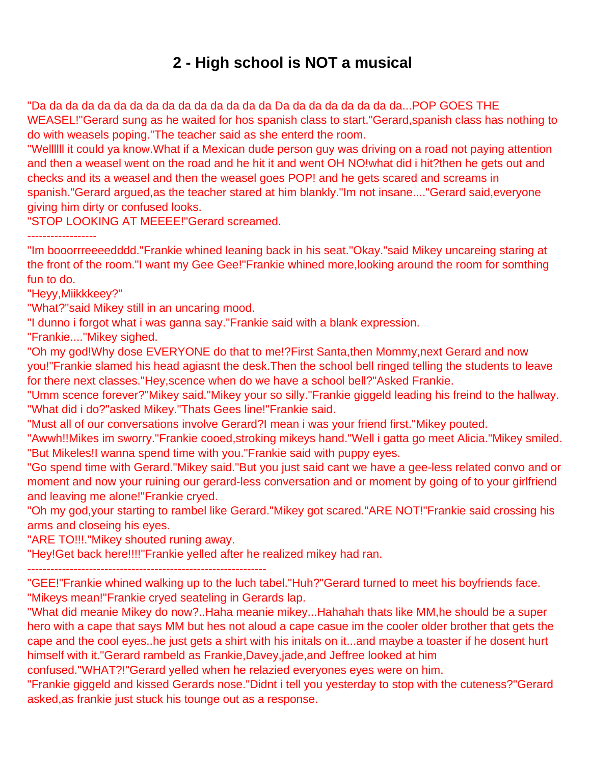# 2 - High school is NOT a musical

"Da da da da da da da da da da da da da da da Da da da da da da da da...POP GOES THE WEASEL!"Gerard sung as he waited for hos spanish class to start."Gerard,spanish class has nothing to do with weasels poping."The teacher said as she enterd the room.

"Wellllll it could ya know.What if a Mexican dude person guy was driving on a road not paying attention and then a weasel went on the road and he hit it and went OH NO!what did i hit?then he gets out and checks and its a weasel and then the weasel goes POP! and he gets scared and screams in spanish."Gerard argued,as the teacher stared at him blankly."Im not insane...."Gerard said,everyone giving him dirty or confused looks.

"STOP LOOKING AT MEEEE!"Gerard screamed.

------------------

"Im booorrreeeedddd."Frankie whined leaning back in his seat."Okay."said Mikey uncareing staring at the front of the room."I want my Gee Gee!"Frankie whined more,looking around the room for somthing fun to do.

"Heyy,Miikkkeey?"

"What?"said Mikey still in an uncaring mood.

"I dunno i forgot what i was ganna say."Frankie said with a blank expression.

"Frankie...."Mikey sighed.

"Oh my god!Why dose EVERYONE do that to me!?First Santa,then Mommy,next Gerard and now you!"Frankie slamed his head agiasnt the desk.Then the school bell ringed telling the students to leave for there next classes."Hey,scence when do we have a school bell?"Asked Frankie.

"Umm scence forever?"Mikey said."Mikey your so silly."Frankie giggeld leading his freind to the hallway. "What did i do?"asked Mikey."Thats Gees line!"Frankie said.

"Must all of our conversations involve Gerard?I mean i was your friend first."Mikey pouted.

"Awwh!!Mikes im sworry."Frankie cooed,stroking mikeys hand."Well i gatta go meet Alicia."Mikey smiled.

"But Mikeles!I wanna spend time with you."Frankie said with puppy eyes.

"Go spend time with Gerard."Mikey said."But you just said cant we have a gee-less related convo and or moment and now your ruining our gerard-less conversation and or moment by going of to your girlfriend and leaving me alone!"Frankie cryed.

"Oh my god,your starting to rambel like Gerard."Mikey got scared."ARE NOT!"Frankie said crossing his arms and closeing his eyes.

"ARE TO!!!."Mikey shouted runing away.

"Hey!Get back here!!!!"Frankie yelled after he realized mikey had ran.

--------------------------------------------------------------

"GEE!"Frankie whined walking up to the luch tabel."Huh?"Gerard turned to meet his boyfriends face.

"Mikeys mean!"Frankie cryed seateling in Gerards lap.

"What did meanie Mikey do now?..Haha meanie mikey...Hahahah thats like MM,he should be a super hero with a cape that says MM but hes not aloud a cape casue im the cooler older brother that gets the cape and the cool eyes..he just gets a shirt with his initals on it...and maybe a toaster if he dosent hurt himself with it."Gerard rambeld as Frankie,Davey,jade,and Jeffree looked at him confused."WHAT?!"Gerard yelled when he relazied everyones eyes were on him.

"Frankie giggeld and kissed Gerards nose."Didnt i tell you yesterday to stop with the cuteness?"Gerard asked,as frankie just stuck his tounge out as a response.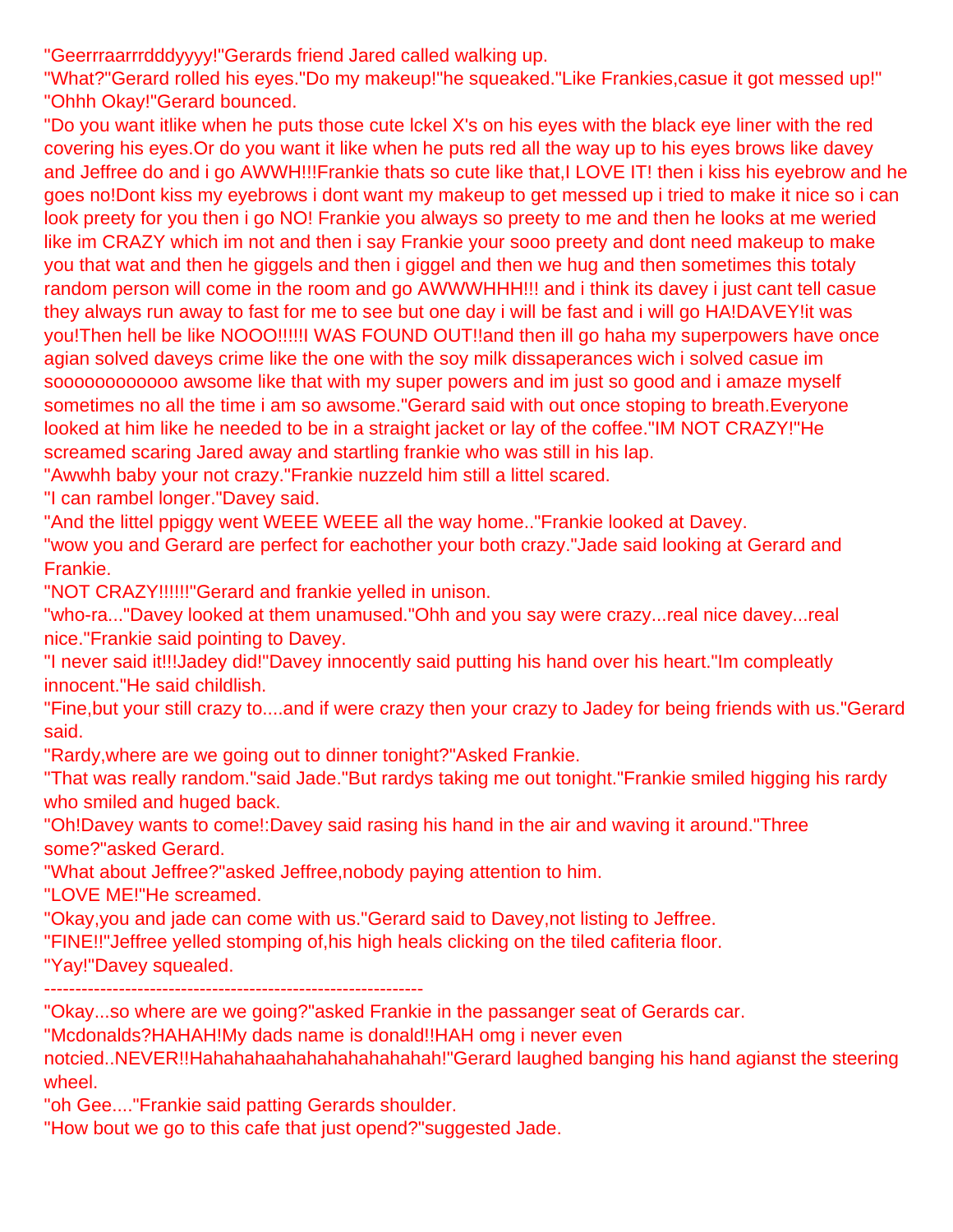"Geerrraarrrdddyyyy!"Gerards friend Jared called walking up.
"What?"Gerard rolled his eyes."Do my makeup!"he squeaked."Like Frankies,casue it got messed up!"
"Ohhh Okay!"Gerard bounced.
"Do you want itlike when he puts those cute lckel X's on his eyes with the black eye liner with the red covering his eyes.Or do you want it like when he puts red all the way up to his eyes brows like davey and Jeffree do and i go AWWH!!!Frankie thats so cute like that,I LOVE IT! then i kiss his eyebrow and he goes no!Dont kiss my eyebrows i dont want my makeup to get messed up i tried to make it nice so i can look preety for you then i go NO! Frankie you always so preety to me and then he looks at me weried like im CRAZY which im not and then i say Frankie your sooo preety and dont need makeup to make you that wat and then he giggels and then i giggel and then we hug and then sometimes this totaly random person will come in the room and go AWWWHHH!!! and i think its davey i just cant tell casue they always run away to fast for me to see but one day i will be fast and i will go HA!DAVEY!it was you!Then hell be like NOOO!!!!!I WAS FOUND OUT!!and then ill go haha my superpowers have once agian solved daveys crime like the one with the soy milk dissaperances wich i solved casue im sooooooooooo awsome like that with my super powers and im just so good and i amaze myself sometimes no all the time i am so awsome."Gerard said with out once stoping to breath.Everyone looked at him like he needed to be in a straight jacket or lay of the coffee."IM NOT CRAZY!"He screamed scaring Jared away and startling frankie who was still in his lap.
"Awwhh baby your not crazy."Frankie nuzzeld him still a littel scared.
"I can rambel longer."Davey said.
"And the littel ppiggy went WEEE WEEE all the way home.."Frankie looked at Davey.
"wow you and Gerard are perfect for eachother your both crazy."Jade said looking at Gerard and Frankie.
"NOT CRAZY!!!!!!"Gerard and frankie yelled in unison.
"who-ra..."Davey looked at them unamused."Ohh and you say were crazy...real nice davey...real nice."Frankie said pointing to Davey.
"I never said it!!!Jadey did!"Davey innocently said putting his hand over his heart."Im compleatly innocent."He said childlish.
"Fine,but your still crazy to....and if were crazy then your crazy to Jadey for being friends with us."Gerard said.
"Rardy,where are we going out to dinner tonight?"Asked Frankie.
"That was really random."said Jade."But rardys taking me out tonight."Frankie smiled higging his rardy who smiled and huged back.
"Oh!Davey wants to come!:Davey said rasing his hand in the air and waving it around."Three some?"asked Gerard.
"What about Jeffree?"asked Jeffree,nobody paying attention to him.
"LOVE ME!"He screamed.
"Okay,you and jade can come with us."Gerard said to Davey,not listing to Jeffree.
"FINE!!"Jeffree yelled stomping of,his high heals clicking on the tiled cafiteria floor.
"Yay!"Davey squealed.

---

"Okay...so where are we going?"asked Frankie in the passanger seat of Gerards car.
"Mcdonalds?HAHAH!My dads name is donald!!HAH omg i never even notcied..NEVER!!Hahahahaahahahahahahahah!"Gerard laughed banging his hand agianst the steering wheel.
"oh Gee...."Frankie said patting Gerards shoulder.
"How bout we go to this cafe that just opend?"suggested Jade.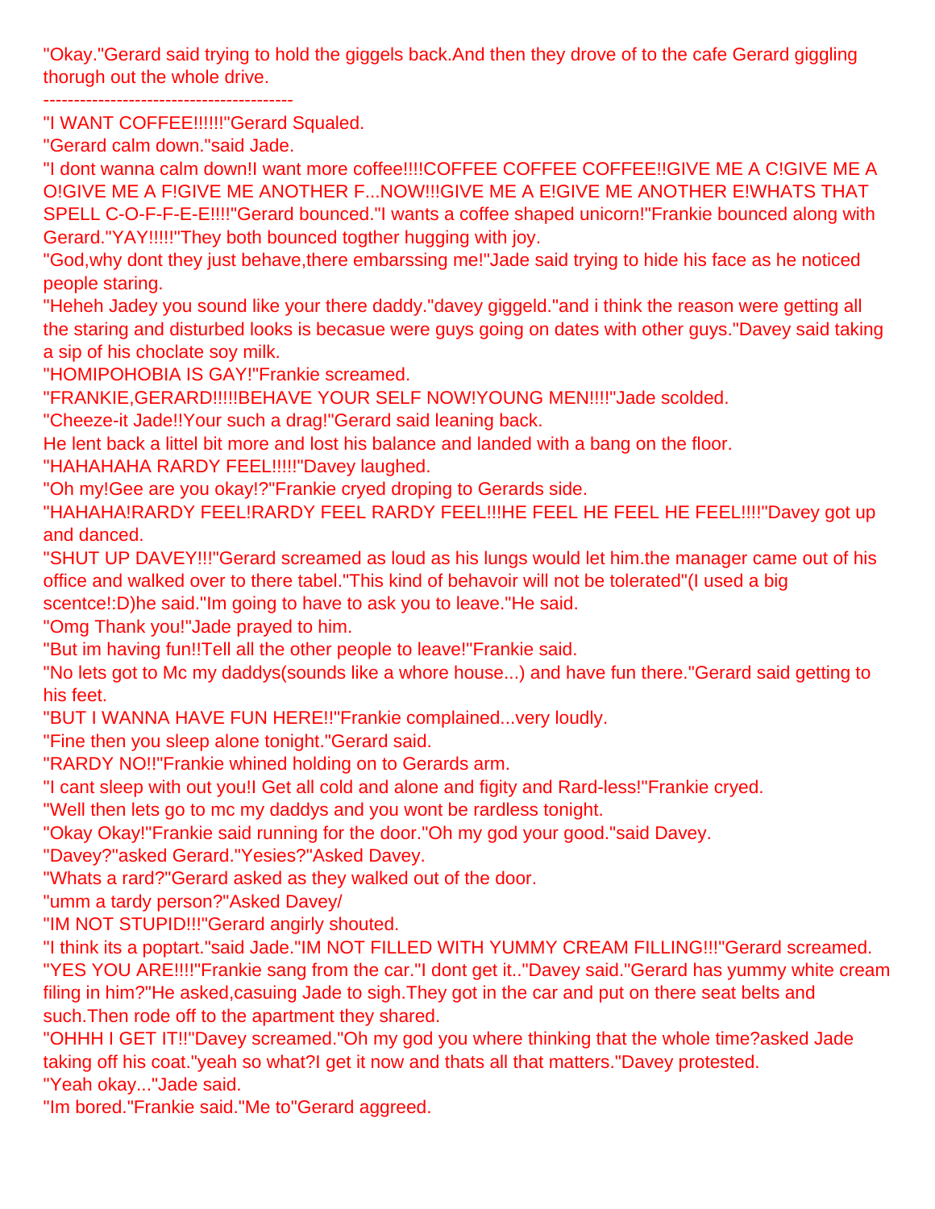"Okay."Gerard said trying to hold the giggels back.And then they drove of to the cafe Gerard giggling thorugh out the whole drive.

-----------------------------------------

"I WANT COFFEE!!!!!!"Gerard Squaled.

"Gerard calm down."said Jade.

"I dont wanna calm down!I want more coffee!!!!COFFEE COFFEE COFFEE!!GIVE ME A C!GIVE ME A O!GIVE ME A F!GIVE ME ANOTHER F...NOW!!!GIVE ME A E!GIVE ME ANOTHER E!WHATS THAT SPELL C-O-F-F-E-E!!!!"Gerard bounced."I wants a coffee shaped unicorn!"Frankie bounced along with Gerard."YAY!!!!!"They both bounced togther hugging with joy.

"God,why dont they just behave,there embarssing me!"Jade said trying to hide his face as he noticed people staring.

"Heheh Jadey you sound like your there daddy."davey giggeld."and i think the reason were getting all the staring and disturbed looks is becasue were guys going on dates with other guys."Davey said taking a sip of his choclate soy milk.

"HOMIPOHOBIA IS GAY!"Frankie screamed.

"FRANKIE,GERARD!!!!!BEHAVE YOUR SELF NOW!YOUNG MEN!!!!"Jade scolded.

"Cheeze-it Jade!!Your such a drag!"Gerard said leaning back.

He lent back a littel bit more and lost his balance and landed with a bang on the floor.

"HAHAHAHA RARDY FEEL!!!!!"Davey laughed.

"Oh my!Gee are you okay!?"Frankie cryed droping to Gerards side.

"HAHAHA!RARDY FEEL!RARDY FEEL RARDY FEEL!!!HE FEEL HE FEEL HE FEEL!!!!"Davey got up and danced.

"SHUT UP DAVEY!!!"Gerard screamed as loud as his lungs would let him.the manager came out of his office and walked over to there tabel."This kind of behavoir will not be tolerated"(I used a big scentce!:D)he said."Im going to have to ask you to leave."He said.

"Omg Thank you!"Jade prayed to him.

"But im having fun!!Tell all the other people to leave!"Frankie said.

"No lets got to Mc my daddys(sounds like a whore house...) and have fun there."Gerard said getting to his feet.

"BUT I WANNA HAVE FUN HERE!!"Frankie complained...very loudly.

"Fine then you sleep alone tonight."Gerard said.

"RARDY NO!!"Frankie whined holding on to Gerards arm.

"I cant sleep with out you!I Get all cold and alone and figity and Rard-less!"Frankie cryed.

"Well then lets go to mc my daddys and you wont be rardless tonight.

"Okay Okay!"Frankie said running for the door."Oh my god your good."said Davey.

"Davey?"asked Gerard."Yesies?"Asked Davey.

"Whats a rard?"Gerard asked as they walked out of the door.

"umm a tardy person?"Asked Davey/

"IM NOT STUPID!!!"Gerard angirly shouted.

"I think its a poptart."said Jade."IM NOT FILLED WITH YUMMY CREAM FILLING!!!"Gerard screamed. "YES YOU ARE!!!!"Frankie sang from the car."I dont get it.."Davey said."Gerard has yummy white cream filing in him?"He asked,casuing Jade to sigh.They got in the car and put on there seat belts and such.Then rode off to the apartment they shared.

"OHHH I GET IT!!"Davey screamed."Oh my god you where thinking that the whole time?asked Jade taking off his coat."yeah so what?I get it now and thats all that matters."Davey protested.

"Yeah okay..."Jade said.

"Im bored."Frankie said."Me to"Gerard aggreed.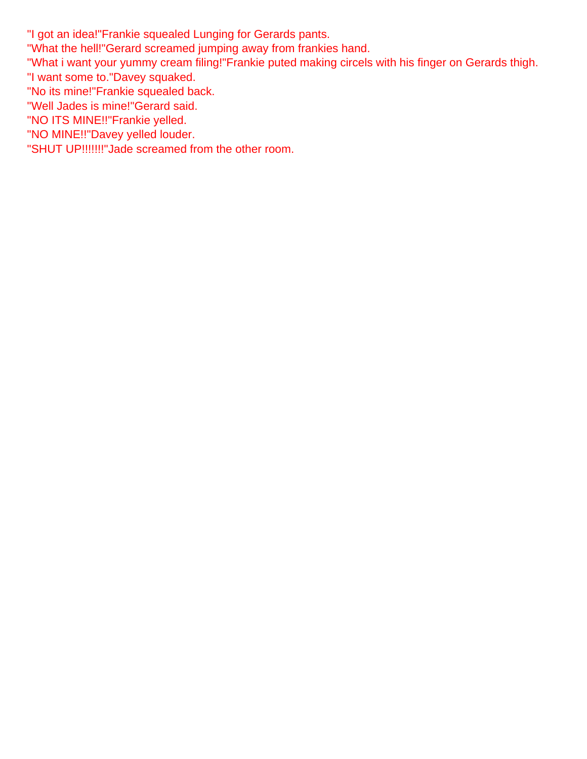"I got an idea!"Frankie squealed Lunging for Gerards pants.
"What the hell!"Gerard screamed jumping away from frankies hand.
"What i want your yummy cream filing!"Frankie puted making circels with his finger on Gerards thigh.
"I want some to."Davey squaked.
"No its mine!"Frankie squealed back.
"Well Jades is mine!"Gerard said.
"NO ITS MINE!!"Frankie yelled.
"NO MINE!!"Davey yelled louder.
"SHUT UP!!!!!!!"Jade screamed from the other room.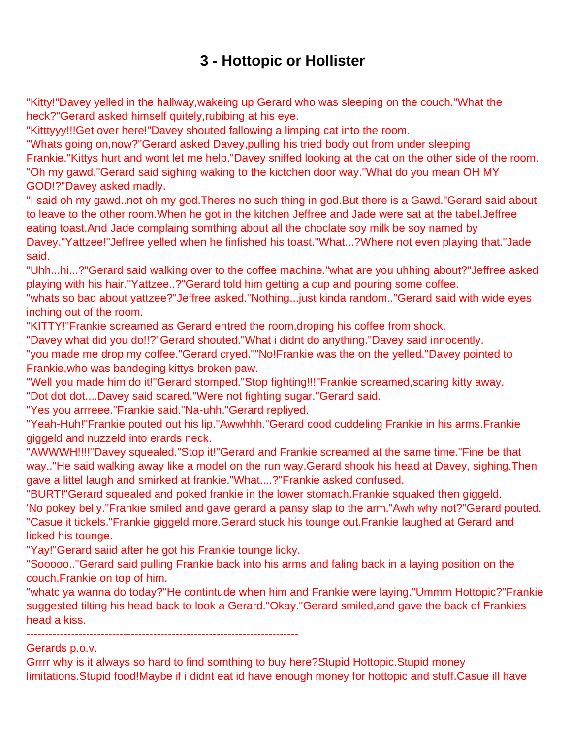# 3 - Hottopic or Hollister

"Kitty!"Davey yelled in the hallway,wakeing up Gerard who was sleeping on the couch."What the heck?"Gerard asked himself quitely,rubibing at his eye.

"Kitttyyy!!!Get over here!"Davey shouted fallowing a limping cat into the room.

"Whats going on,now?"Gerard asked Davey,pulling his tried body out from under sleeping Frankie."Kittys hurt and wont let me help."Davey sniffed looking at the cat on the other side of the room.

"Oh my gawd."Gerard said sighing waking to the kictchen door way."What do you mean OH MY GOD!?"Davey asked madly.

"I said oh my gawd..not oh my god.Theres no such thing in god.But there is a Gawd."Gerard said about to leave to the other room.When he got in the kitchen Jeffree and Jade were sat at the tabel.Jeffree eating toast.And Jade complaing somthing about all the choclate soy milk be soy named by Davey."Yattzee!"Jeffree yelled when he finfished his toast."What...?Where not even playing that."Jade said.

"Uhh...hi...?"Gerard said walking over to the coffee machine."what are you uhhing about?"Jeffree asked playing with his hair."Yattzee..?"Gerard told him getting a cup and pouring some coffee.

"whats so bad about yattzee?"Jeffree asked."Nothing...just kinda random.."Gerard said with wide eyes inching out of the room.

"KITTY!"Frankie screamed as Gerard entred the room,droping his coffee from shock.

"Davey what did you do!!?"Gerard shouted."What i didnt do anything."Davey said innocently.

"you made me drop my coffee."Gerard cryed.""No!Frankie was the on the yelled."Davey pointed to Frankie,who was bandeging kittys broken paw.

"Well you made him do it!"Gerard stomped."Stop fighting!!!"Frankie screamed,scaring kitty away.

"Dot dot dot....Davey said scared."Were not fighting sugar."Gerard said.

"Yes you arrreee."Frankie said."Na-uhh."Gerard repliyed.

"Yeah-Huh!"Frankie pouted out his lip."Awwhhh."Gerard cood cuddeling Frankie in his arms.Frankie giggeld and nuzzeld into erards neck.

"AWWWH!!!!"Davey squealed."Stop it!"Gerard and Frankie screamed at the same time."Fine be that way.."He said walking away like a model on the run way.Gerard shook his head at Davey, sighing.Then gave a littel laugh and smirked at frankie."What....?"Frankie asked confused.

"BURT!"Gerard squealed and poked frankie in the lower stomach.Frankie squaked then giggeld.

'No pokey belly."Frankie smiled and gave gerard a pansy slap to the arm."Awh why not?"Gerard pouted.

"Casue it tickels."Frankie giggeld more.Gerard stuck his tounge out.Frankie laughed at Gerard and licked his tounge.

"Yay!"Gerard saiid after he got his Frankie tounge licky.

"Sooooo.."Gerard said pulling Frankie back into his arms and faling back in a laying position on the couch,Frankie on top of him.

"whatc ya wanna do today?"He contintude when him and Frankie were laying."Ummm Hottopic?"Frankie suggested tilting his head back to look a Gerard."Okay."Gerard smiled,and gave the back of Frankies head a kiss.

---------------------------------------------------------------------------

Gerards p.o.v.

Grrrr why is it always so hard to find somthing to buy here?Stupid Hottopic.Stupid money limitations.Stupid food!Maybe if i didnt eat id have enough money for hottopic and stuff.Casue ill have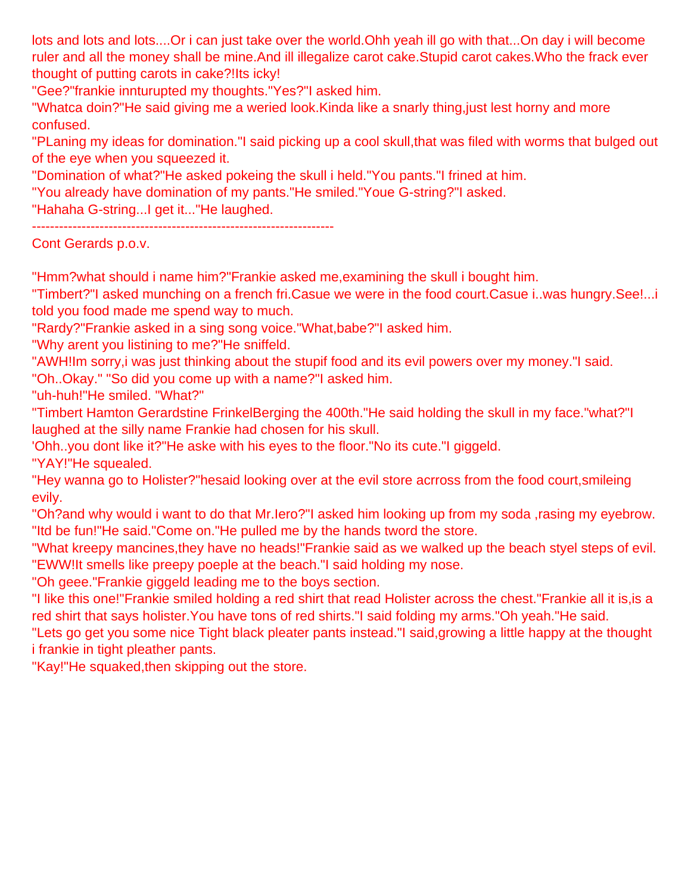lots and lots and lots....Or i can just take over the world.Ohh yeah ill go with that...On day i will become ruler and all the money shall be mine.And ill illegalize carot cake.Stupid carot cakes.Who the frack ever thought of putting carots in cake?!Its icky!

"Gee?"frankie innturupted my thoughts."Yes?"I asked him.

"Whatca doin?"He said giving me a weried look.Kinda like a snarly thing,just lest horny and more confused.

"PLaning my ideas for domination."I said picking up a cool skull,that was filed with worms that bulged out of the eye when you squeezed it.

"Domination of what?"He asked pokeing the skull i held."You pants."I frined at him.

"You already have domination of my pants."He smiled."Youe G-string?"I asked.

"Hahaha G-string...I get it..."He laughed.

---

Cont Gerards p.o.v.

"Hmm?what should i name him?"Frankie asked me,examining the skull i bought him.

"Timbert?"I asked munching on a french fri.Casue we were in the food court.Casue i..was hungry.See!...i told you food made me spend way to much.

"Rardy?"Frankie asked in a sing song voice."What,babe?"I asked him.

"Why arent you listining to me?"He sniffeld.

"AWH!Im sorry,i was just thinking about the stupif food and its evil powers over my money."I said.

"Oh..Okay." "So did you come up with a name?"I asked him.

"uh-huh!"He smiled. "What?"

"Timbert Hamton Gerardstine FrinkelBerging the 400th."He said holding the skull in my face."what?"I laughed at the silly name Frankie had chosen for his skull.

'Ohh..you dont like it?"He aske with his eyes to the floor."No its cute."I giggeld.

"YAY!"He squealed.

"Hey wanna go to Holister?"hesaid looking over at the evil store acrross from the food court,smileing evily.

"Oh?and why would i want to do that Mr.Iero?"I asked him looking up from my soda ,rasing my eyebrow.

"Itd be fun!"He said."Come on."He pulled me by the hands tword the store.

"What kreepy mancines,they have no heads!"Frankie said as we walked up the beach styel steps of evil.

"EWW!It smells like preepy poeple at the beach."I said holding my nose.

"Oh geee."Frankie giggeld leading me to the boys section.

"I like this one!"Frankie smiled holding a red shirt that read Holister across the chest."Frankie all it is,is a red shirt that says holister.You have tons of red shirts."I said folding my arms."Oh yeah."He said.

"Lets go get you some nice Tight black pleater pants instead."I said,growing a little happy at the thought i frankie in tight pleather pants.

"Kay!"He squaked,then skipping out the store.